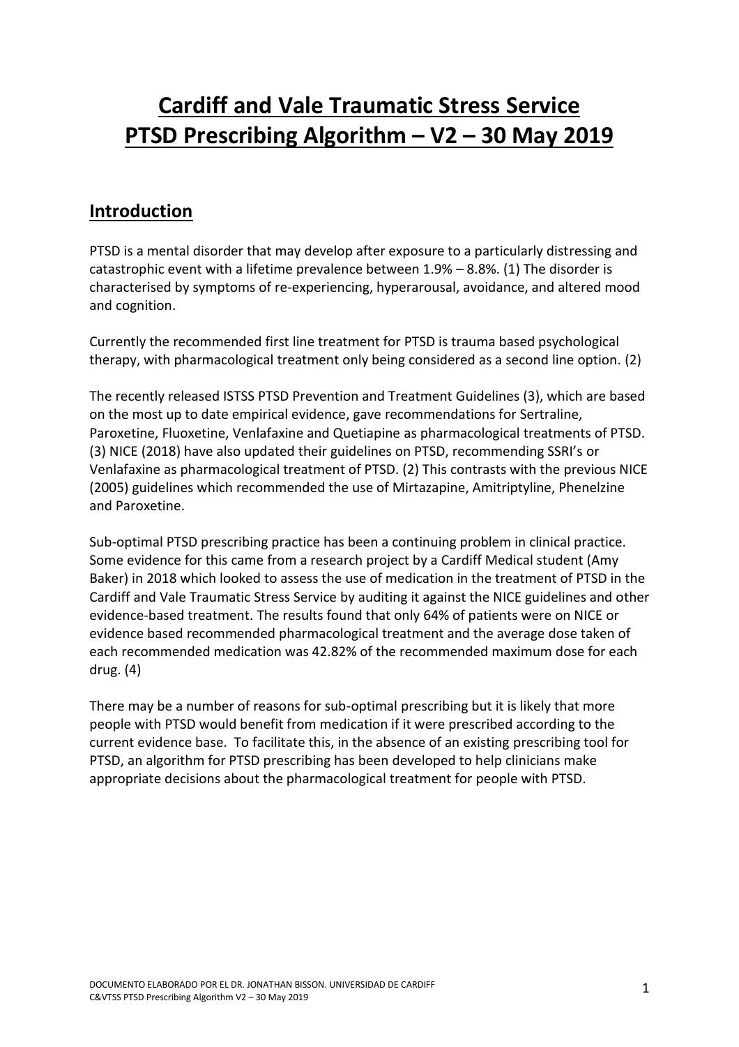# Cardiff and Vale Traumatic Stress Service PTSD Prescribing Algorithm – V2 – 30 May 2019

## Introduction

PTSD is a mental disorder that may develop after exposure to a particularly distressing and catastrophic event with a lifetime prevalence between 1.9% – 8.8%. (1) The disorder is characterised by symptoms of re-experiencing, hyperarousal, avoidance, and altered mood and cognition.

Currently the recommended first line treatment for PTSD is trauma based psychological therapy, with pharmacological treatment only being considered as a second line option. (2)

The recently released ISTSS PTSD Prevention and Treatment Guidelines (3), which are based on the most up to date empirical evidence, gave recommendations for Sertraline, Paroxetine, Fluoxetine, Venlafaxine and Quetiapine as pharmacological treatments of PTSD. (3) NICE (2018) have also updated their guidelines on PTSD, recommending SSRI's or Venlafaxine as pharmacological treatment of PTSD. (2) This contrasts with the previous NICE (2005) guidelines which recommended the use of Mirtazapine, Amitriptyline, Phenelzine and Paroxetine.

Sub-optimal PTSD prescribing practice has been a continuing problem in clinical practice. Some evidence for this came from a research project by a Cardiff Medical student (Amy Baker) in 2018 which looked to assess the use of medication in the treatment of PTSD in the Cardiff and Vale Traumatic Stress Service by auditing it against the NICE guidelines and other evidence-based treatment. The results found that only 64% of patients were on NICE or evidence based recommended pharmacological treatment and the average dose taken of each recommended medication was 42.82% of the recommended maximum dose for each drug. (4)

There may be a number of reasons for sub-optimal prescribing but it is likely that more people with PTSD would benefit from medication if it were prescribed according to the current evidence base. To facilitate this, in the absence of an existing prescribing tool for PTSD, an algorithm for PTSD prescribing has been developed to help clinicians make appropriate decisions about the pharmacological treatment for people with PTSD.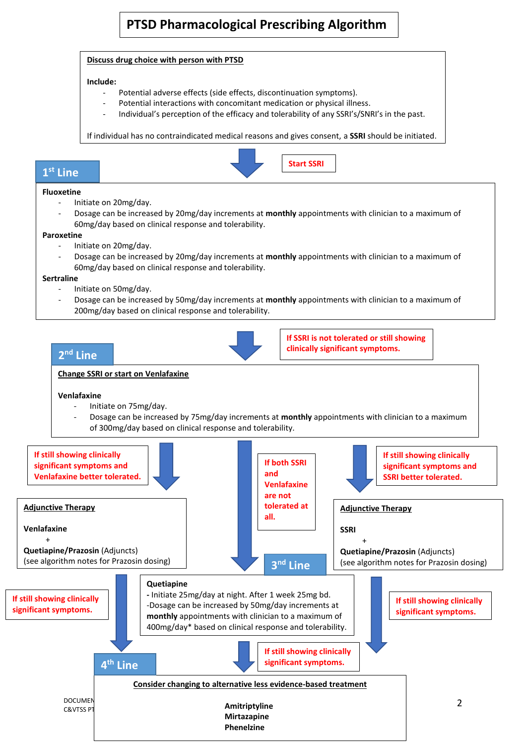# PTSD Pharmacological Prescribing Algorithm

**Discuss drug choice with person with PTSD**

**Include:**

- Potential adverse effects (side effects, discontinuation symptoms).
- Potential interactions with concomitant medication or physical illness.
- Individual's perception of the efficacy and tolerability of any SSRI's/SNRI's in the past.

If individual has no contraindicated medical reasons and gives consent, a **SSRI** should be initiated.

**Start SSRI**

## 1st Line

**Fluoxetine**

- Initiate on 20mg/day.
- Dosage can be increased by 20mg/day increments at **monthly** appointments with clinician to a maximum of 60mg/day based on clinical response and tolerability.

**Paroxetine**

- Initiate on 20mg/day.
- Dosage can be increased by 20mg/day increments at **monthly** appointments with clinician to a maximum of 60mg/day based on clinical response and tolerability.

**Sertraline**

- Initiate on 50mg/day.
- Dosage can be increased by 50mg/day increments at **monthly** appointments with clinician to a maximum of 200mg/day based on clinical response and tolerability.

**If SSRI is not tolerated or still showing clinically significant symptoms.**

## 2nd Line

**Change SSRI or start on Venlafaxine**

**Venlafaxine**

- Initiate on 75mg/day.
- Dosage can be increased by 75mg/day increments at **monthly** appointments with clinician to a maximum of 300mg/day based on clinical response and tolerability.

**If still showing clinically significant symptoms and Venlafaxine better tolerated.**

**Adjunctive Therapy**

**Venlafaxine**
+
**Quetiapine/Prazosin** (Adjuncts)
(see algorithm notes for Prazosin dosing)

**If still showing clinically significant symptoms and SSRI better tolerated.**

**Adjunctive Therapy**

**SSRI**
+
**Quetiapine/Prazosin** (Adjuncts)
(see algorithm notes for Prazosin dosing)

**If both SSRI and Venlafaxine are not tolerated at all.**

## 3rd Line

**Quetiapine**

- Initiate 25mg/day at night. After 1 week 25mg bd.
- Dosage can be increased by 50mg/day increments at **monthly** appointments with clinician to a maximum of 400mg/day* based on clinical response and tolerability.

**If still showing clinically significant symptoms.**

## 4th Line

**Consider changing to alternative less evidence-based treatment**

**Amitriptyline**
**Mirtazapine**
**Phenelzine**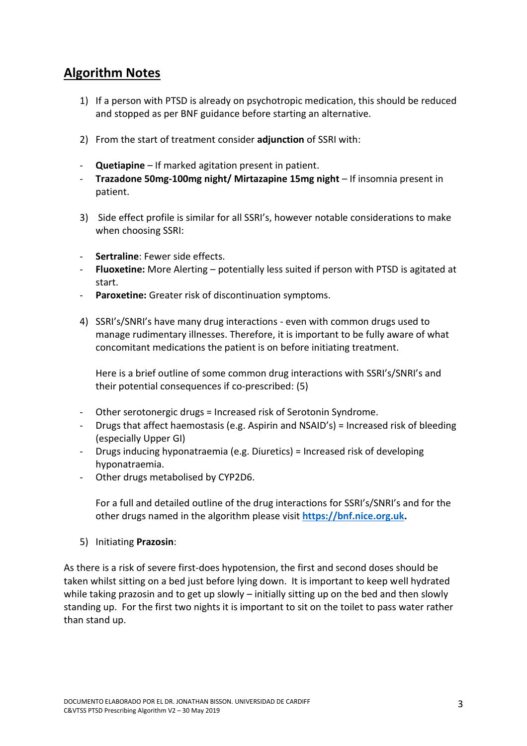## Algorithm Notes

1) If a person with PTSD is already on psychotropic medication, this should be reduced and stopped as per BNF guidance before starting an alternative.

2) From the start of treatment consider **adjunction** of SSRI with:

- **Quetiapine** – If marked agitation present in patient.
- **Trazadone 50mg-100mg night/ Mirtazapine 15mg night** – If insomnia present in patient.

3) Side effect profile is similar for all SSRI's, however notable considerations to make when choosing SSRI:

- **Sertraline**: Fewer side effects.
- **Fluoxetine:** More Alerting – potentially less suited if person with PTSD is agitated at start.
- **Paroxetine:** Greater risk of discontinuation symptoms.

4) SSRI's/SNRI's have many drug interactions - even with common drugs used to manage rudimentary illnesses. Therefore, it is important to be fully aware of what concomitant medications the patient is on before initiating treatment.

   Here is a brief outline of some common drug interactions with SSRI's/SNRI's and their potential consequences if co-prescribed: (5)

- Other serotonergic drugs = Increased risk of Serotonin Syndrome.
- Drugs that affect haemostasis (e.g. Aspirin and NSAID's) = Increased risk of bleeding (especially Upper GI)
- Drugs inducing hyponatraemia (e.g. Diuretics) = Increased risk of developing hyponatraemia.
- Other drugs metabolised by CYP2D6.

   For a full and detailed outline of the drug interactions for SSRI's/SNRI's and for the other drugs named in the algorithm please visit **https://bnf.nice.org.uk.**

5) Initiating **Prazosin**:

As there is a risk of severe first-does hypotension, the first and second doses should be taken whilst sitting on a bed just before lying down. It is important to keep well hydrated while taking prazosin and to get up slowly – initially sitting up on the bed and then slowly standing up. For the first two nights it is important to sit on the toilet to pass water rather than stand up.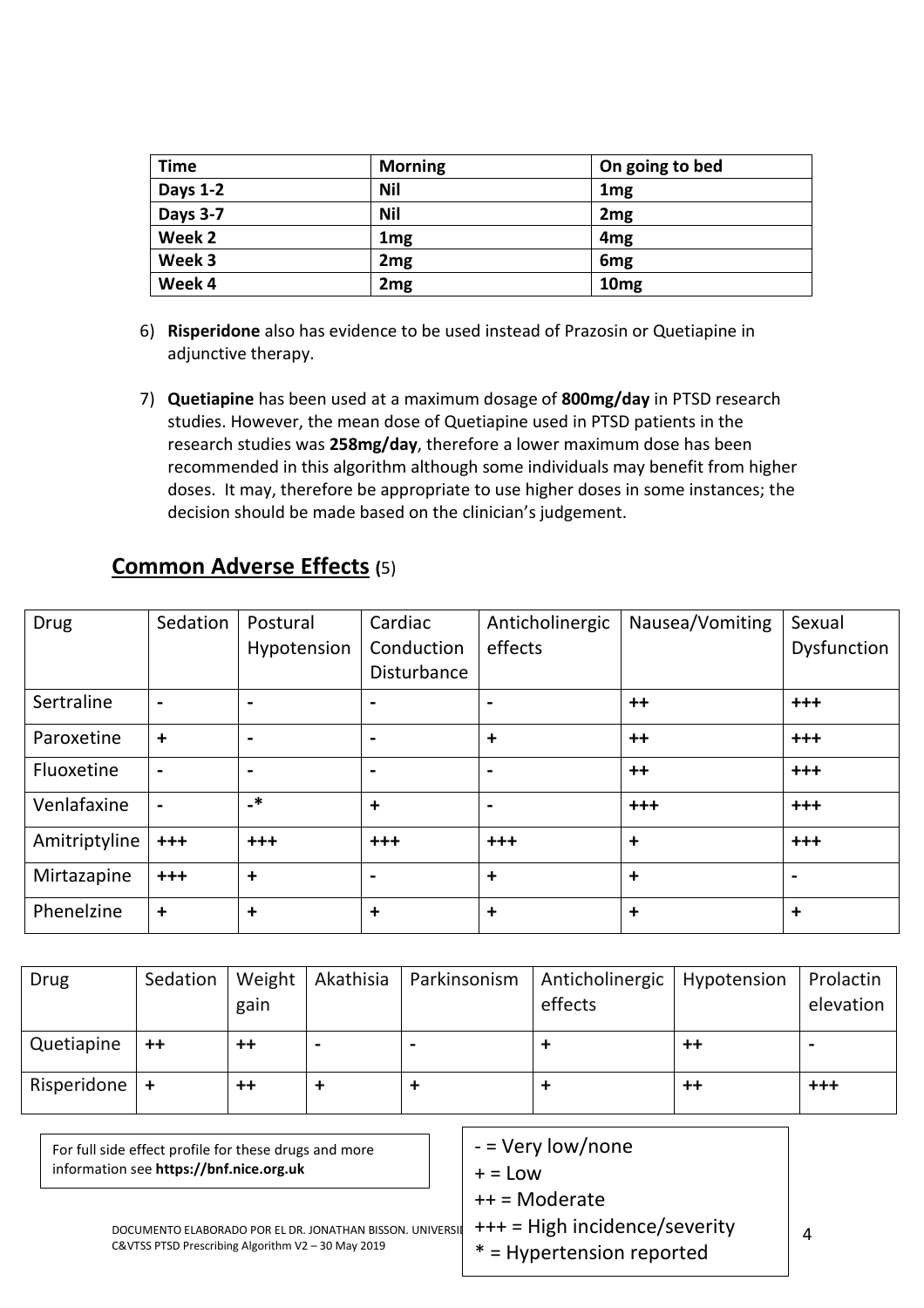| Time | Morning | On going to bed |
|---|---|---|
| **Days 1-2** | **Nil** | **1mg** |
| **Days 3-7** | **Nil** | **2mg** |
| **Week 2** | **1mg** | **4mg** |
| **Week 3** | **2mg** | **6mg** |
| **Week 4** | **2mg** | **10mg** |

6) **Risperidone** also has evidence to be used instead of Prazosin or Quetiapine in adjunctive therapy.

7) **Quetiapine** has been used at a maximum dosage of **800mg/day** in PTSD research studies. However, the mean dose of Quetiapine used in PTSD patients in the research studies was **258mg/day**, therefore a lower maximum dose has been recommended in this algorithm although some individuals may benefit from higher doses. It may, therefore be appropriate to use higher doses in some instances; the decision should be made based on the clinician's judgement.

## Common Adverse Effects (5)

| Drug | Sedation | Postural Hypotension | Cardiac Conduction Disturbance | Anticholinergic effects | Nausea/Vomiting | Sexual Dysfunction |
|---|---|---|---|---|---|---|
| Sertraline | **-** | **-** | **-** | **-** | **++** | **+++** |
| Paroxetine | **+** | **-** | **-** | **+** | **++** | **+++** |
| Fluoxetine | **-** | **-** | **-** | **-** | **++** | **+++** |
| Venlafaxine | **-** | **-*** | **+** | **-** | **+++** | **+++** |
| Amitriptyline | **+++** | **+++** | **+++** | **+++** | **+** | **+++** |
| Mirtazapine | **+++** | **+** | **-** | **+** | **+** | **-** |
| Phenelzine | **+** | **+** | **+** | **+** | **+** | **+** |

| Drug | Sedation | Weight gain | Akathisia | Parkinsonism | Anticholinergic effects | Hypotension | Prolactin elevation |
|---|---|---|---|---|---|---|---|
| Quetiapine | **++** | **++** | **-** | **-** | **+** | **++** | **-** |
| Risperidone | **+** | **++** | **+** | **+** | **+** | **++** | **+++** |

For full side effect profile for these drugs and more information see **https://bnf.nice.org.uk**

- = Very low/none
+ = Low
++ = Moderate
+++ = High incidence/severity
* = Hypertension reported

DOCUMENTO ELABORADO POR EL DR. JONATHAN BISSON. UNIVERSI
C&VTSS PTSD Prescribing Algorithm V2 – 30 May 2019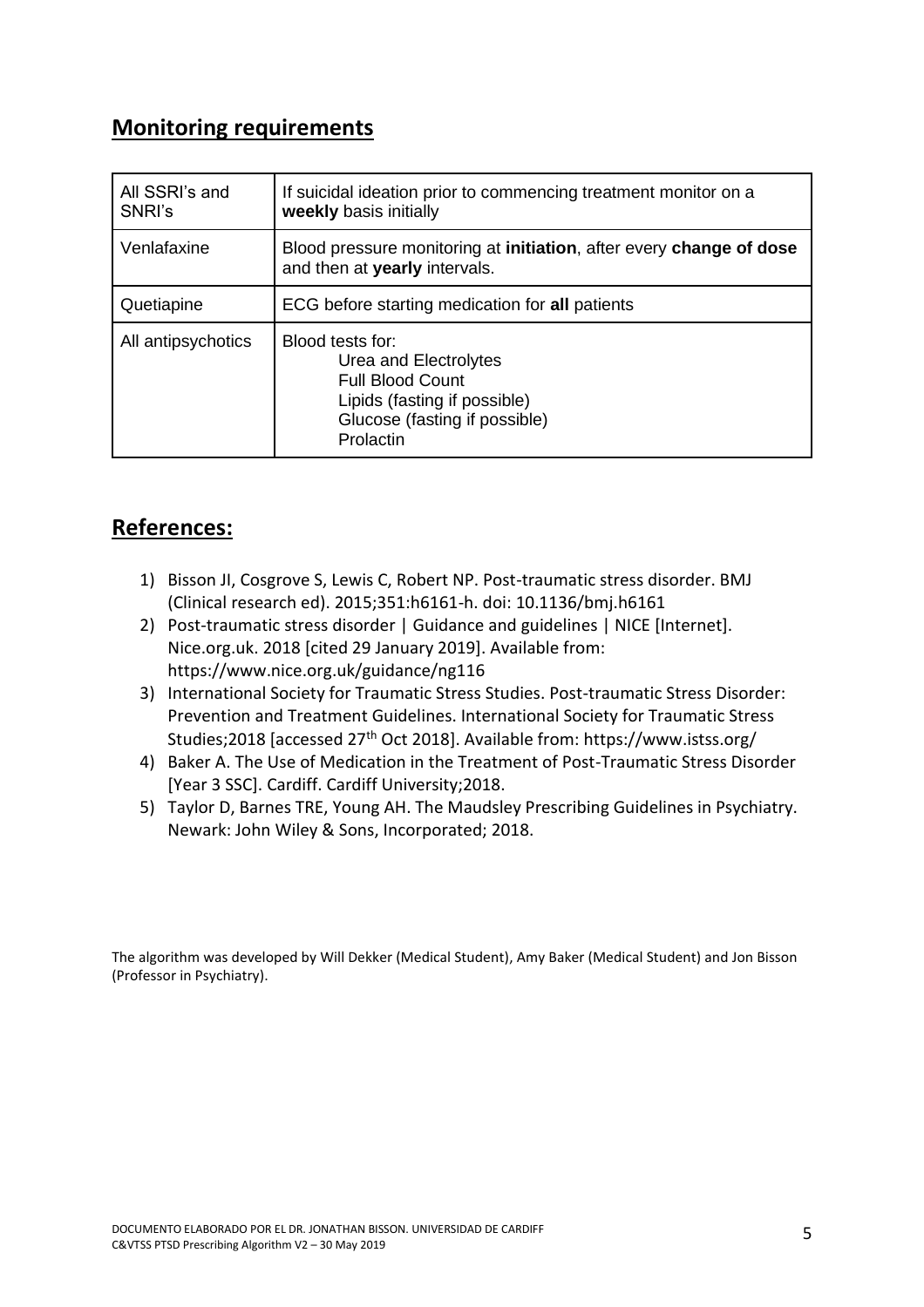## Monitoring requirements

| | |
|---|---|
| All SSRI's and SNRI's | If suicidal ideation prior to commencing treatment monitor on a **weekly** basis initially |
| Venlafaxine | Blood pressure monitoring at **initiation**, after every **change of dose** and then at **yearly** intervals. |
| Quetiapine | ECG before starting medication for **all** patients |
| All antipsychotics | Blood tests for:<br>Urea and Electrolytes<br>Full Blood Count<br>Lipids (fasting if possible)<br>Glucose (fasting if possible)<br>Prolactin |

## References:

1) Bisson JI, Cosgrove S, Lewis C, Robert NP. Post-traumatic stress disorder. BMJ (Clinical research ed). 2015;351:h6161-h. doi: 10.1136/bmj.h6161
2) Post-traumatic stress disorder | Guidance and guidelines | NICE [Internet]. Nice.org.uk. 2018 [cited 29 January 2019]. Available from: https://www.nice.org.uk/guidance/ng116
3) International Society for Traumatic Stress Studies. Post-traumatic Stress Disorder: Prevention and Treatment Guidelines. International Society for Traumatic Stress Studies;2018 [accessed 27th Oct 2018]. Available from: https://www.istss.org/
4) Baker A. The Use of Medication in the Treatment of Post-Traumatic Stress Disorder [Year 3 SSC]. Cardiff. Cardiff University;2018.
5) Taylor D, Barnes TRE, Young AH. The Maudsley Prescribing Guidelines in Psychiatry. Newark: John Wiley & Sons, Incorporated; 2018.

The algorithm was developed by Will Dekker (Medical Student), Amy Baker (Medical Student) and Jon Bisson (Professor in Psychiatry).